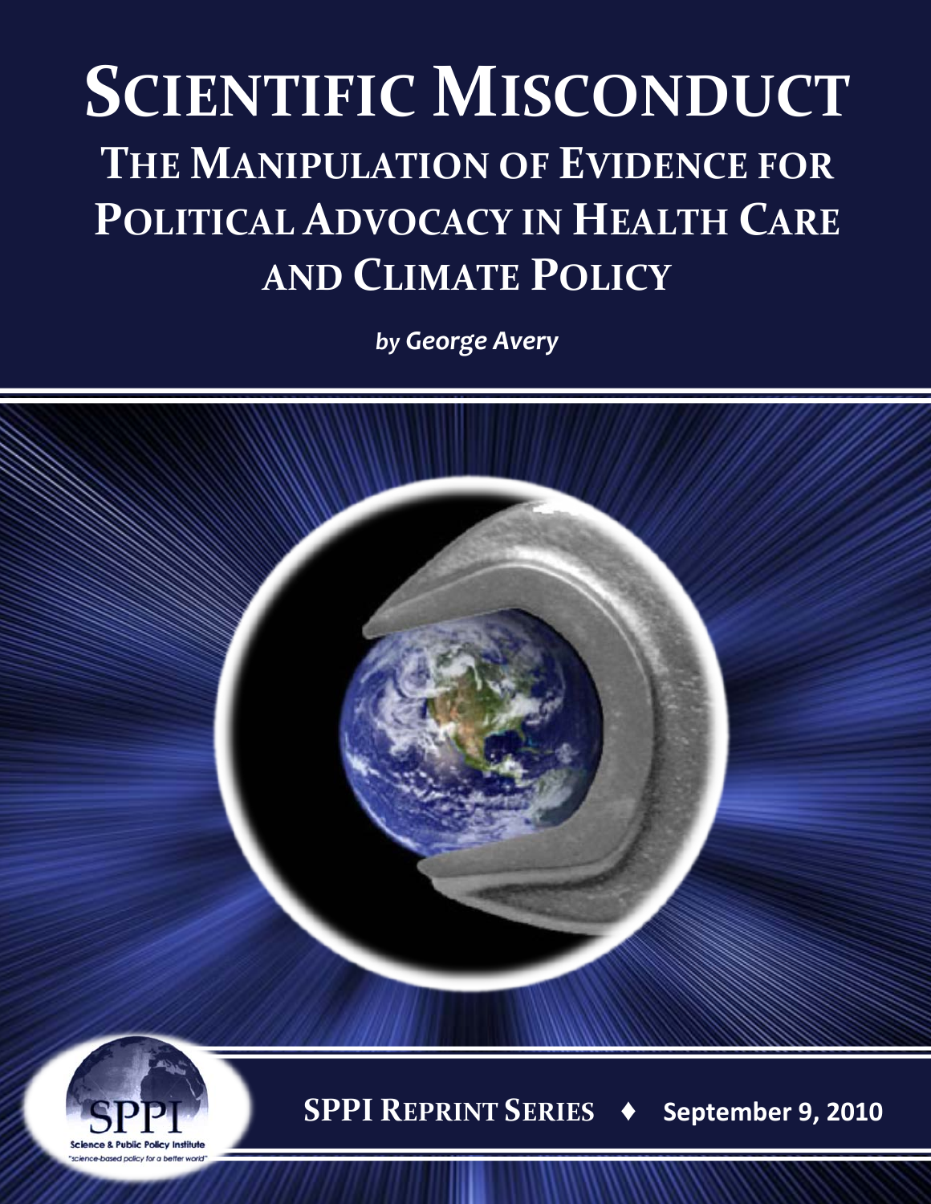# SCIENTIFIC MISCONDUCT

## THE MANIPULATION OF EVIDENCE FOR POLITICAL ADVOCACY IN HEALTH CARE AND CLIMATE POLICY

*by George Avery*

SPPI

Science & Public Policy Institute

"science-based policy for a better world"

**SPPI REPRINT SERIES ♦ September 9, 2010**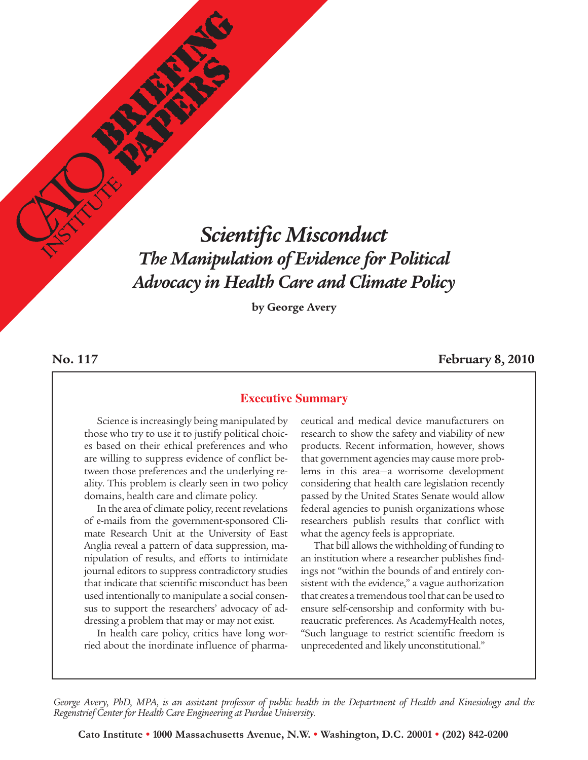# *Scientific Misconduct*

## *The Manipulation of Evidence for Political Advocacy in Health Care and Climate Policy*

**by George Avery**

**No. 117** **February 8, 2010**

### Executive Summary

Science is increasingly being manipulated by those who try to use it to justify political choices based on their ethical preferences and who are willing to suppress evidence of conflict between those preferences and the underlying reality. This problem is clearly seen in two policy domains, health care and climate policy.

In the area of climate policy, recent revelations of e-mails from the government-sponsored Climate Research Unit at the University of East Anglia reveal a pattern of data suppression, manipulation of results, and efforts to intimidate journal editors to suppress contradictory studies that indicate that scientific misconduct has been used intentionally to manipulate a social consensus to support the researchers' advocacy of addressing a problem that may or may not exist.

In health care policy, critics have long worried about the inordinate influence of pharmaceutical and medical device manufacturers on research to show the safety and viability of new products. Recent information, however, shows that government agencies may cause more problems in this area—a worrisome development considering that health care legislation recently passed by the United States Senate would allow federal agencies to punish organizations whose researchers publish results that conflict with what the agency feels is appropriate.

That bill allows the withholding of funding to an institution where a researcher publishes findings not "within the bounds of and entirely consistent with the evidence," a vague authorization that creates a tremendous tool that can be used to ensure self-censorship and conformity with bureaucratic preferences. As AcademyHealth notes, "Such language to restrict scientific freedom is unprecedented and likely unconstitutional."

*George Avery, PhD, MPA, is an assistant professor of public health in the Department of Health and Kinesiology and the Regenstrief Center for Health Care Engineering at Purdue University.*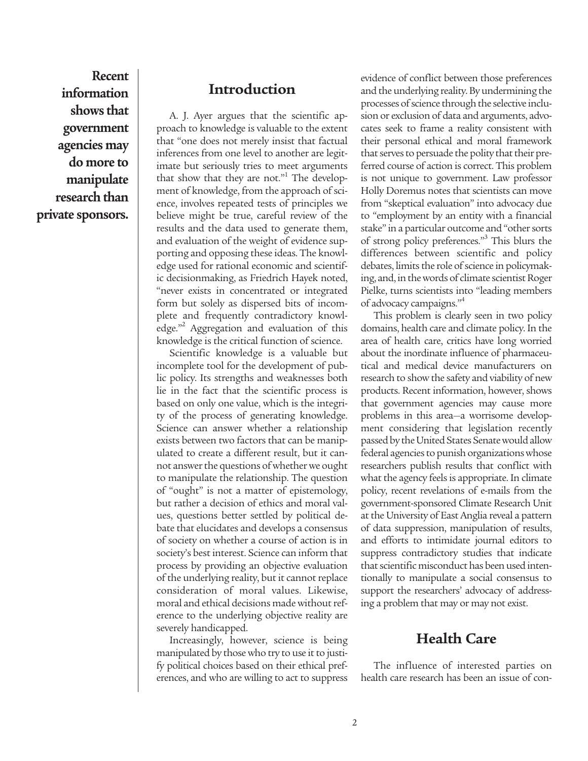**Recent information shows that government agencies may do more to manipulate research than private sponsors.**

## Introduction

A. J. Ayer argues that the scientific approach to knowledge is valuable to the extent that "one does not merely insist that factual inferences from one level to another are legitimate but seriously tries to meet arguments that show that they are not."[1] The development of knowledge, from the approach of science, involves repeated tests of principles we believe might be true, careful review of the results and the data used to generate them, and evaluation of the weight of evidence supporting and opposing these ideas. The knowledge used for rational economic and scientific decisionmaking, as Friedrich Hayek noted, "never exists in concentrated or integrated form but solely as dispersed bits of incomplete and frequently contradictory knowledge."[2] Aggregation and evaluation of this knowledge is the critical function of science.

Scientific knowledge is a valuable but incomplete tool for the development of public policy. Its strengths and weaknesses both lie in the fact that the scientific process is based on only one value, which is the integrity of the process of generating knowledge. Science can answer whether a relationship exists between two factors that can be manipulated to create a different result, but it cannot answer the questions of whether we ought to manipulate the relationship. The question of "ought" is not a matter of epistemology, but rather a decision of ethics and moral values, questions better settled by political debate that elucidates and develops a consensus of society on whether a course of action is in society's best interest. Science can inform that process by providing an objective evaluation of the underlying reality, but it cannot replace consideration of moral values. Likewise, moral and ethical decisions made without reference to the underlying objective reality are severely handicapped.

Increasingly, however, science is being manipulated by those who try to use it to justify political choices based on their ethical preferences, and who are willing to act to suppress evidence of conflict between those preferences and the underlying reality. By undermining the processes of science through the selective inclusion or exclusion of data and arguments, advocates seek to frame a reality consistent with their personal ethical and moral framework that serves to persuade the polity that their preferred course of action is correct. This problem is not unique to government. Law professor Holly Doremus notes that scientists can move from "skeptical evaluation" into advocacy due to "employment by an entity with a financial stake" in a particular outcome and "other sorts of strong policy preferences."[3] This blurs the differences between scientific and policy debates, limits the role of science in policymaking, and, in the words of climate scientist Roger Pielke, turns scientists into "leading members of advocacy campaigns."[4]

This problem is clearly seen in two policy domains, health care and climate policy. In the area of health care, critics have long worried about the inordinate influence of pharmaceutical and medical device manufacturers on research to show the safety and viability of new products. Recent information, however, shows that government agencies may cause more problems in this area—a worrisome development considering that legislation recently passed by the United States Senate would allow federal agencies to punish organizations whose researchers publish results that conflict with what the agency feels is appropriate. In climate policy, recent revelations of e-mails from the government-sponsored Climate Research Unit at the University of East Anglia reveal a pattern of data suppression, manipulation of results, and efforts to intimidate journal editors to suppress contradictory studies that indicate that scientific misconduct has been used intentionally to manipulate a social consensus to support the researchers' advocacy of addressing a problem that may or may not exist.

## Health Care

The influence of interested parties on health care research has been an issue of con-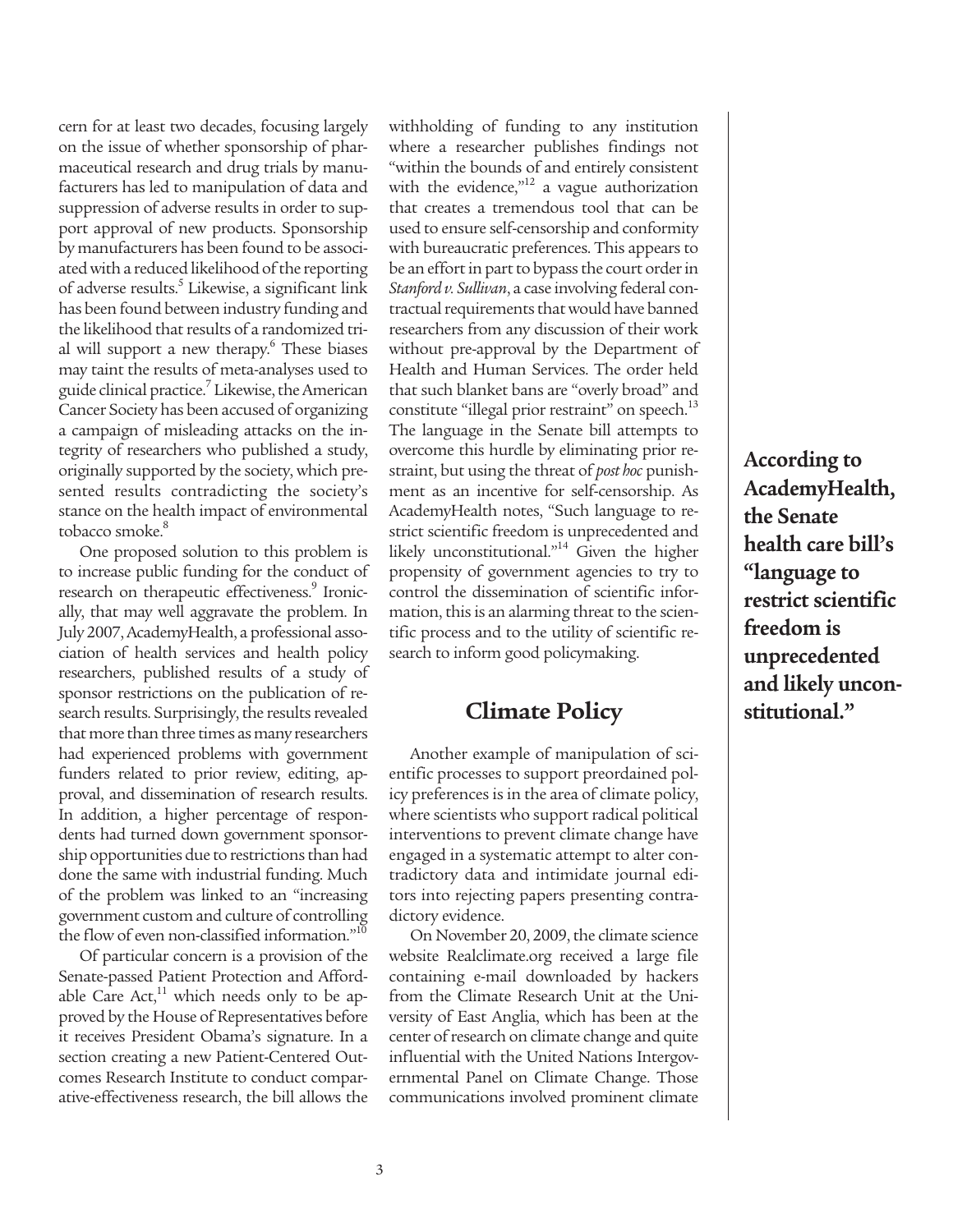cern for at least two decades, focusing largely on the issue of whether sponsorship of pharmaceutical research and drug trials by manufacturers has led to manipulation of data and suppression of adverse results in order to support approval of new products. Sponsorship by manufacturers has been found to be associated with a reduced likelihood of the reporting of adverse results.[5] Likewise, a significant link has been found between industry funding and the likelihood that results of a randomized trial will support a new therapy.[6] These biases may taint the results of meta-analyses used to guide clinical practice.[7] Likewise, the American Cancer Society has been accused of organizing a campaign of misleading attacks on the integrity of researchers who published a study, originally supported by the society, which presented results contradicting the society's stance on the health impact of environmental tobacco smoke.[8]

One proposed solution to this problem is to increase public funding for the conduct of research on therapeutic effectiveness.[9] Ironically, that may well aggravate the problem. In July 2007, AcademyHealth, a professional association of health services and health policy researchers, published results of a study of sponsor restrictions on the publication of research results. Surprisingly, the results revealed that more than three times as many researchers had experienced problems with government funders related to prior review, editing, approval, and dissemination of research results. In addition, a higher percentage of respondents had turned down government sponsorship opportunities due to restrictions than had done the same with industrial funding. Much of the problem was linked to an "increasing government custom and culture of controlling the flow of even non-classified information."[10]

Of particular concern is a provision of the Senate-passed Patient Protection and Affordable Care Act,[11] which needs only to be approved by the House of Representatives before it receives President Obama's signature. In a section creating a new Patient-Centered Outcomes Research Institute to conduct comparative-effectiveness research, the bill allows the withholding of funding to any institution where a researcher publishes findings not "within the bounds of and entirely consistent with the evidence,"[12] a vague authorization that creates a tremendous tool that can be used to ensure self-censorship and conformity with bureaucratic preferences. This appears to be an effort in part to bypass the court order in *Stanford v. Sullivan*, a case involving federal contractual requirements that would have banned researchers from any discussion of their work without pre-approval by the Department of Health and Human Services. The order held that such blanket bans are "overly broad" and constitute "illegal prior restraint" on speech.[13] The language in the Senate bill attempts to overcome this hurdle by eliminating prior restraint, but using the threat of *post hoc* punishment as an incentive for self-censorship. As AcademyHealth notes, "Such language to restrict scientific freedom is unprecedented and likely unconstitutional."[14] Given the higher propensity of government agencies to try to control the dissemination of scientific information, this is an alarming threat to the scientific process and to the utility of scientific research to inform good policymaking.

**According to AcademyHealth, the Senate health care bill's "language to restrict scientific freedom is unprecedented and likely unconstitutional."**

## Climate Policy

Another example of manipulation of scientific processes to support preordained policy preferences is in the area of climate policy, where scientists who support radical political interventions to prevent climate change have engaged in a systematic attempt to alter contradictory data and intimidate journal editors into rejecting papers presenting contradictory evidence.

On November 20, 2009, the climate science website Realclimate.org received a large file containing e-mail downloaded by hackers from the Climate Research Unit at the University of East Anglia, which has been at the center of research on climate change and quite influential with the United Nations Intergovernmental Panel on Climate Change. Those communications involved prominent climate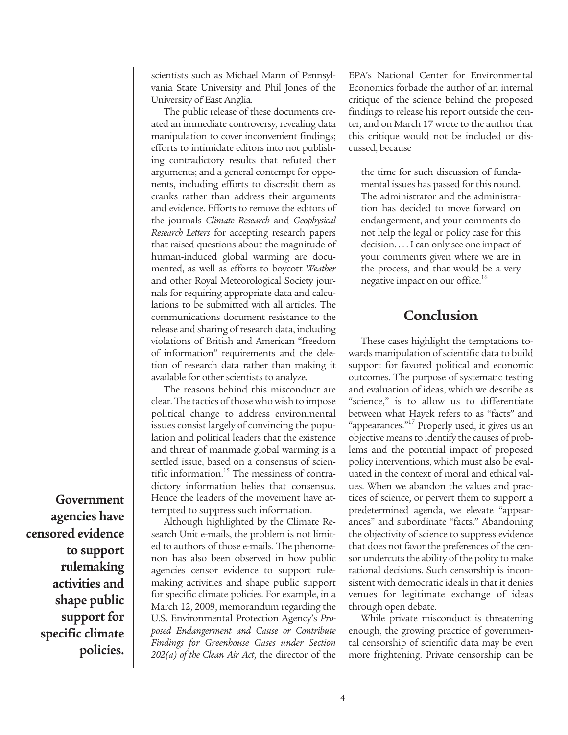scientists such as Michael Mann of Pennsylvania State University and Phil Jones of the University of East Anglia.

The public release of these documents created an immediate controversy, revealing data manipulation to cover inconvenient findings; efforts to intimidate editors into not publishing contradictory results that refuted their arguments; and a general contempt for opponents, including efforts to discredit them as cranks rather than address their arguments and evidence. Efforts to remove the editors of the journals *Climate Research* and *Geophysical Research Letters* for accepting research papers that raised questions about the magnitude of human-induced global warming are documented, as well as efforts to boycott *Weather* and other Royal Meteorological Society journals for requiring appropriate data and calculations to be submitted with all articles. The communications document resistance to the release and sharing of research data, including violations of British and American "freedom of information" requirements and the deletion of research data rather than making it available for other scientists to analyze.

The reasons behind this misconduct are clear. The tactics of those who wish to impose political change to address environmental issues consist largely of convincing the population and political leaders that the existence and threat of manmade global warming is a settled issue, based on a consensus of scientific information.[15] The messiness of contradictory information belies that consensus. Hence the leaders of the movement have attempted to suppress such information.

**Government agencies have censored evidence to support rulemaking activities and shape public support for specific climate policies.**

Although highlighted by the Climate Research Unit e-mails, the problem is not limited to authors of those e-mails. The phenomenon has also been observed in how public agencies censor evidence to support rulemaking activities and shape public support for specific climate policies. For example, in a March 12, 2009, memorandum regarding the U.S. Environmental Protection Agency's *Proposed Endangerment and Cause or Contribute Findings for Greenhouse Gases under Section 202(a) of the Clean Air Act*, the director of the EPA's National Center for Environmental Economics forbade the author of an internal critique of the science behind the proposed findings to release his report outside the center, and on March 17 wrote to the author that this critique would not be included or discussed, because

> the time for such discussion of fundamental issues has passed for this round. The administrator and the administration has decided to move forward on endangerment, and your comments do not help the legal or policy case for this decision. . . . I can only see one impact of your comments given where we are in the process, and that would be a very negative impact on our office.[16]

## Conclusion

These cases highlight the temptations towards manipulation of scientific data to build support for favored political and economic outcomes. The purpose of systematic testing and evaluation of ideas, which we describe as "science," is to allow us to differentiate between what Hayek refers to as "facts" and "appearances."[17] Properly used, it gives us an objective means to identify the causes of problems and the potential impact of proposed policy interventions, which must also be evaluated in the context of moral and ethical values. When we abandon the values and practices of science, or pervert them to support a predetermined agenda, we elevate "appearances" and subordinate "facts." Abandoning the objectivity of science to suppress evidence that does not favor the preferences of the censor undercuts the ability of the polity to make rational decisions. Such censorship is inconsistent with democratic ideals in that it denies venues for legitimate exchange of ideas through open debate.

While private misconduct is threatening enough, the growing practice of governmental censorship of scientific data may be even more frightening. Private censorship can be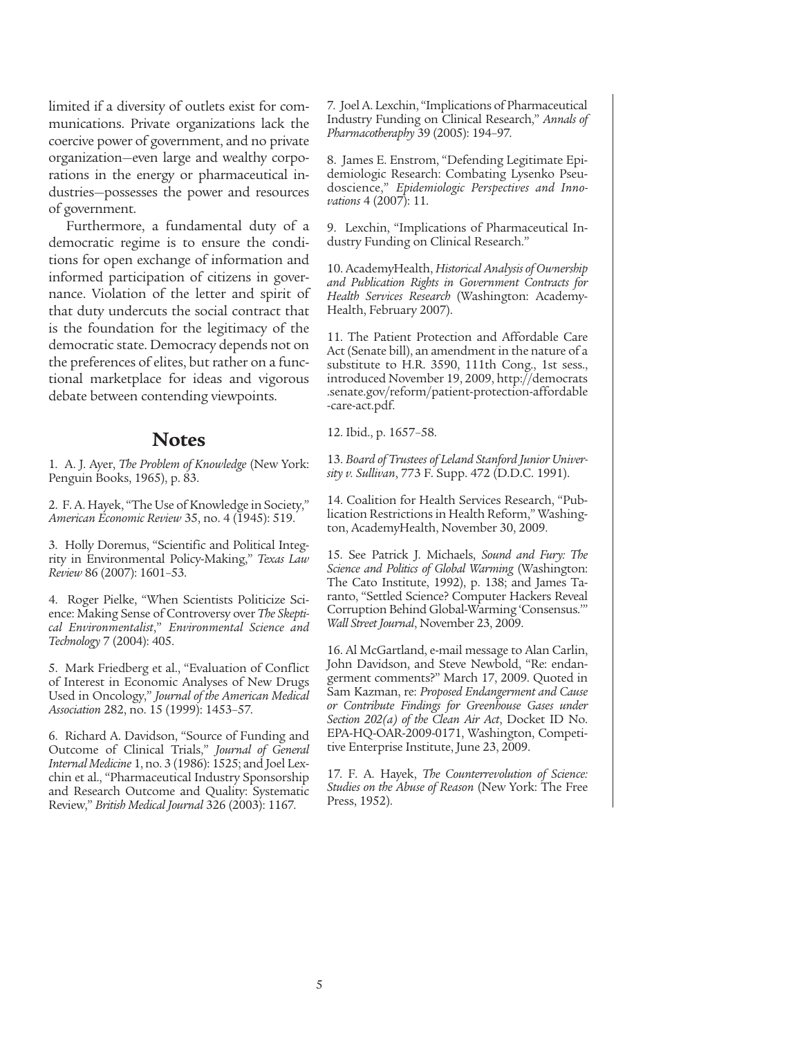limited if a diversity of outlets exist for communications. Private organizations lack the coercive power of government, and no private organization—even large and wealthy corporations in the energy or pharmaceutical industries—possesses the power and resources of government.

Furthermore, a fundamental duty of a democratic regime is to ensure the conditions for open exchange of information and informed participation of citizens in governance. Violation of the letter and spirit of that duty undercuts the social contract that is the foundation for the legitimacy of the democratic state. Democracy depends not on the preferences of elites, but rather on a functional marketplace for ideas and vigorous debate between contending viewpoints.

## Notes

1. A. J. Ayer, *The Problem of Knowledge* (New York: Penguin Books, 1965), p. 83.

2. F. A. Hayek, "The Use of Knowledge in Society," *American Economic Review* 35, no. 4 (1945): 519.

3. Holly Doremus, "Scientific and Political Integrity in Environmental Policy-Making," *Texas Law Review* 86 (2007): 1601–53.

4. Roger Pielke, "When Scientists Politicize Science: Making Sense of Controversy over *The Skeptical Environmentalist*," *Environmental Science and Technology* 7 (2004): 405.

5. Mark Friedberg et al., "Evaluation of Conflict of Interest in Economic Analyses of New Drugs Used in Oncology," *Journal of the American Medical Association* 282, no. 15 (1999): 1453–57.

6. Richard A. Davidson, "Source of Funding and Outcome of Clinical Trials," *Journal of General Internal Medicine* 1, no. 3 (1986): 1525; and Joel Lexchin et al., "Pharmaceutical Industry Sponsorship and Research Outcome and Quality: Systematic Review," *British Medical Journal* 326 (2003): 1167.

7. Joel A. Lexchin, "Implications of Pharmaceutical Industry Funding on Clinical Research," *Annals of Pharmacotheraphy* 39 (2005): 194–97.

8. James E. Enstrom, "Defending Legitimate Epidemiologic Research: Combating Lysenko Pseudoscience," *Epidemiologic Perspectives and Innovations* 4 (2007): 11.

9. Lexchin, "Implications of Pharmaceutical Industry Funding on Clinical Research."

10. AcademyHealth, *Historical Analysis of Ownership and Publication Rights in Government Contracts for Health Services Research* (Washington: AcademyHealth, February 2007).

11. The Patient Protection and Affordable Care Act (Senate bill), an amendment in the nature of a substitute to H.R. 3590, 111th Cong., 1st sess., introduced November 19, 2009, http://democrats.senate.gov/reform/patient-protection-affordable-care-act.pdf.

12. Ibid., p. 1657–58.

13. *Board of Trustees of Leland Stanford Junior University v. Sullivan*, 773 F. Supp. 472 (D.D.C. 1991).

14. Coalition for Health Services Research, "Publication Restrictions in Health Reform," Washington, AcademyHealth, November 30, 2009.

15. See Patrick J. Michaels, *Sound and Fury: The Science and Politics of Global Warming* (Washington: The Cato Institute, 1992), p. 138; and James Taranto, "Settled Science? Computer Hackers Reveal Corruption Behind Global-Warming 'Consensus.'" *Wall Street Journal*, November 23, 2009.

16. Al McGartland, e-mail message to Alan Carlin, John Davidson, and Steve Newbold, "Re: endangerment comments?" March 17, 2009. Quoted in Sam Kazman, re: *Proposed Endangerment and Cause or Contribute Findings for Greenhouse Gases under Section 202(a) of the Clean Air Act*, Docket ID No. EPA-HQ-OAR-2009-0171, Washington, Competitive Enterprise Institute, June 23, 2009.

17. F. A. Hayek, *The Counterrevolution of Science: Studies on the Abuse of Reason* (New York: The Free Press, 1952).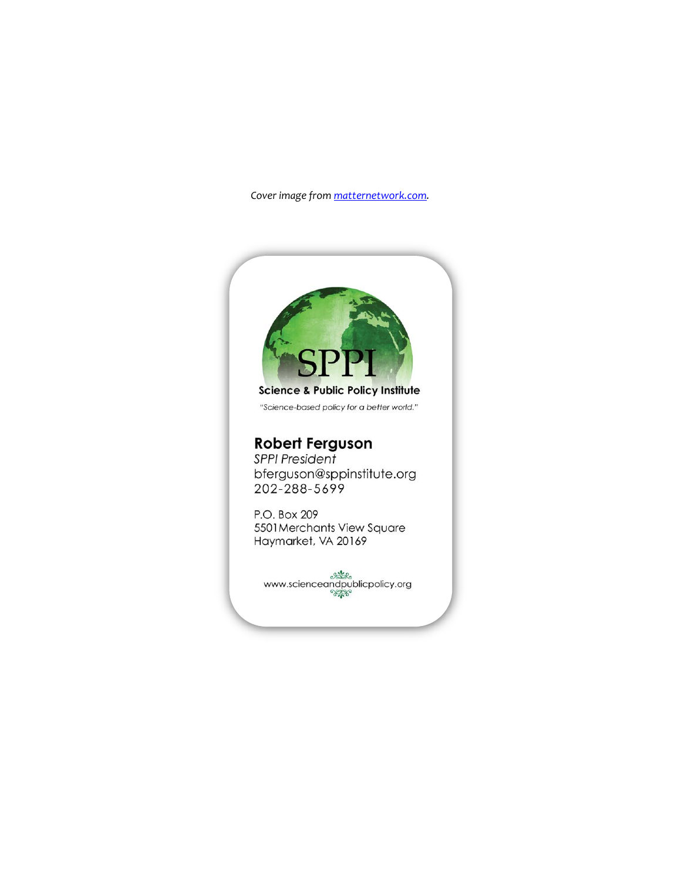*Cover image from [matternetwork.com](matternetwork.com).*

SPPI

**Science & Public Policy Institute**

*"Science-based policy for a better world."*

**Robert Ferguson**
*SPPI President*
bferguson@sppinstitute.org
202-288-5699

P.O. Box 209
5501 Merchants View Square
Haymarket, VA 20169

www.scienceandpublicpolicy.org